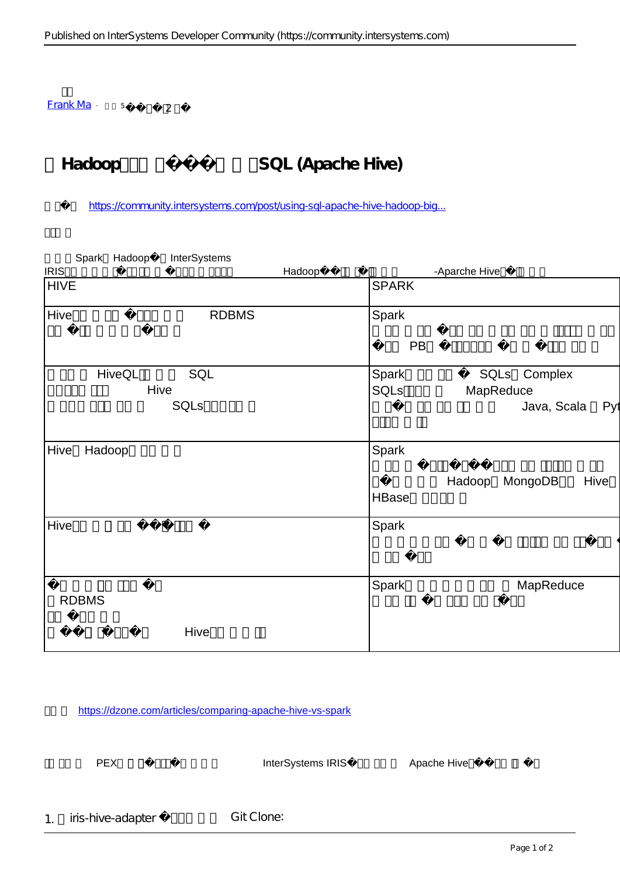Frank Ma · 5 2

# Hadoop SQL (Apache Hive)

https://community.intersystems.com/post/using-sql-apache-hive-hadoop-big...

Spark Hadoop InterSystems IRIS Hadoop -Aparche Hive

| HIVE | SPARK |
| --- | --- |
| Hive RDBMS | Spark PB |
| HiveQL SQL Hive SQLs | Spark SQLs Complex SQLs MapReduce Java, Scala Pyt |
| Hive Hadoop | Spark Hadoop MongoDB Hive HBase |
| Hive | Spark |
| RDBMS Hive | Spark MapReduce |

https://dzone.com/articles/comparing-apache-hive-vs-spark

PEX InterSystems IRIS Apache Hive

1. iris-hive-adapter Git Clone: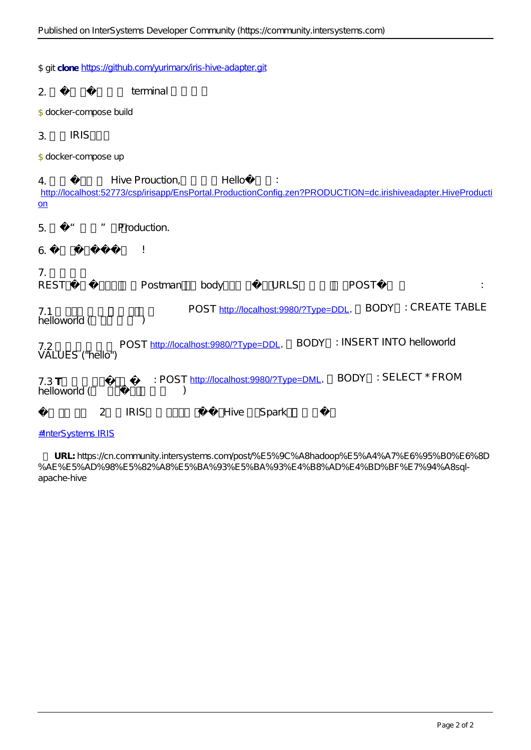```
$ git clone https://github.com/yurimarx/iris-hive-adapter.git
```

2. � �� � terminal

```
$ docker-compose build
```

3. IRIS

```
$ docker-compose up
```

4. � Hive Prouction, Hello� :
http://localhost:52773/csp/irisapp/EnsPortal.ProductionConfig.zen?PRODUCTION=dc.irishiveadapter.HiveProduction

5. � " " Production.

6. � �� ��� !

7.
REST� � Postman body � URLS POST� :

7.1 POST http://localhost:9980/?Type=DDL. BODY : CREATE TABLE helloworld ( )

7.2 POST http://localhost:9980/?Type=DDL. BODY : INSERT INTO helloworld VALUES ("hello")

7.3 T � � : POST http://localhost:9980/?Type=DML. BODY : SELECT * FROM helloworld ( � )

� 2 IRIS �� Hive Spark �

#InterSystems IRIS

**URL:** https://cn.community.intersystems.com/post/%E5%9C%A8hadoop%E5%A4%A7%E6%95%B0%E6%8D%AE%E5%AD%98%E5%82%A8%E5%BA%93%E5%BA%93%E4%B8%AD%E4%BD%BF%E7%94%A8sql-apache-hive